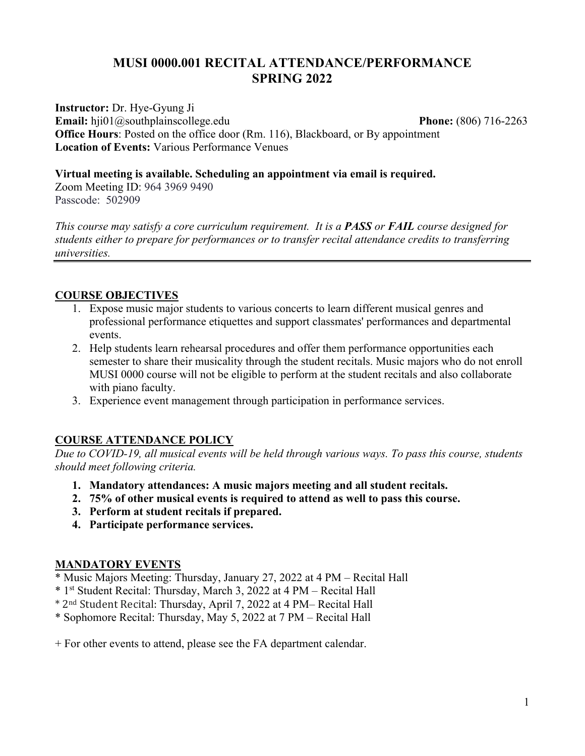# MUSI 0000.001 RECITAL ATTENDANCE/PERFORMANCE SPRING 2022

**Instructor:** Dr. Hye-Gyung Ji
**Email:** hji01@southplainscollege.edu **Phone:** (806) 716-2263
**Office Hours**: Posted on the office door (Rm. 116), Blackboard, or By appointment
**Location of Events:** Various Performance Venues

**Virtual meeting is available. Scheduling an appointment via email is required.**
Zoom Meeting ID: 964 3969 9490
Passcode: 502909

*This course may satisfy a core curriculum requirement. It is a **PASS** or **FAIL** course designed for students either to prepare for performances or to transfer recital attendance credits to transferring universities.*

## COURSE OBJECTIVES

1. Expose music major students to various concerts to learn different musical genres and professional performance etiquettes and support classmates' performances and departmental events.
2. Help students learn rehearsal procedures and offer them performance opportunities each semester to share their musicality through the student recitals. Music majors who do not enroll MUSI 0000 course will not be eligible to perform at the student recitals and also collaborate with piano faculty.
3. Experience event management through participation in performance services.

## COURSE ATTENDANCE POLICY

*Due to COVID-19, all musical events will be held through various ways. To pass this course, students should meet following criteria.*

1. **Mandatory attendances: A music majors meeting and all student recitals.**
2. **75% of other musical events is required to attend as well to pass this course.**
3. **Perform at student recitals if prepared.**
4. **Participate performance services.**

## MANDATORY EVENTS

* Music Majors Meeting: Thursday, January 27, 2022 at 4 PM – Recital Hall
* 1st Student Recital: Thursday, March 3, 2022 at 4 PM – Recital Hall
* 2nd Student Recital: Thursday, April 7, 2022 at 4 PM– Recital Hall
* Sophomore Recital: Thursday, May 5, 2022 at 7 PM – Recital Hall

+ For other events to attend, please see the FA department calendar.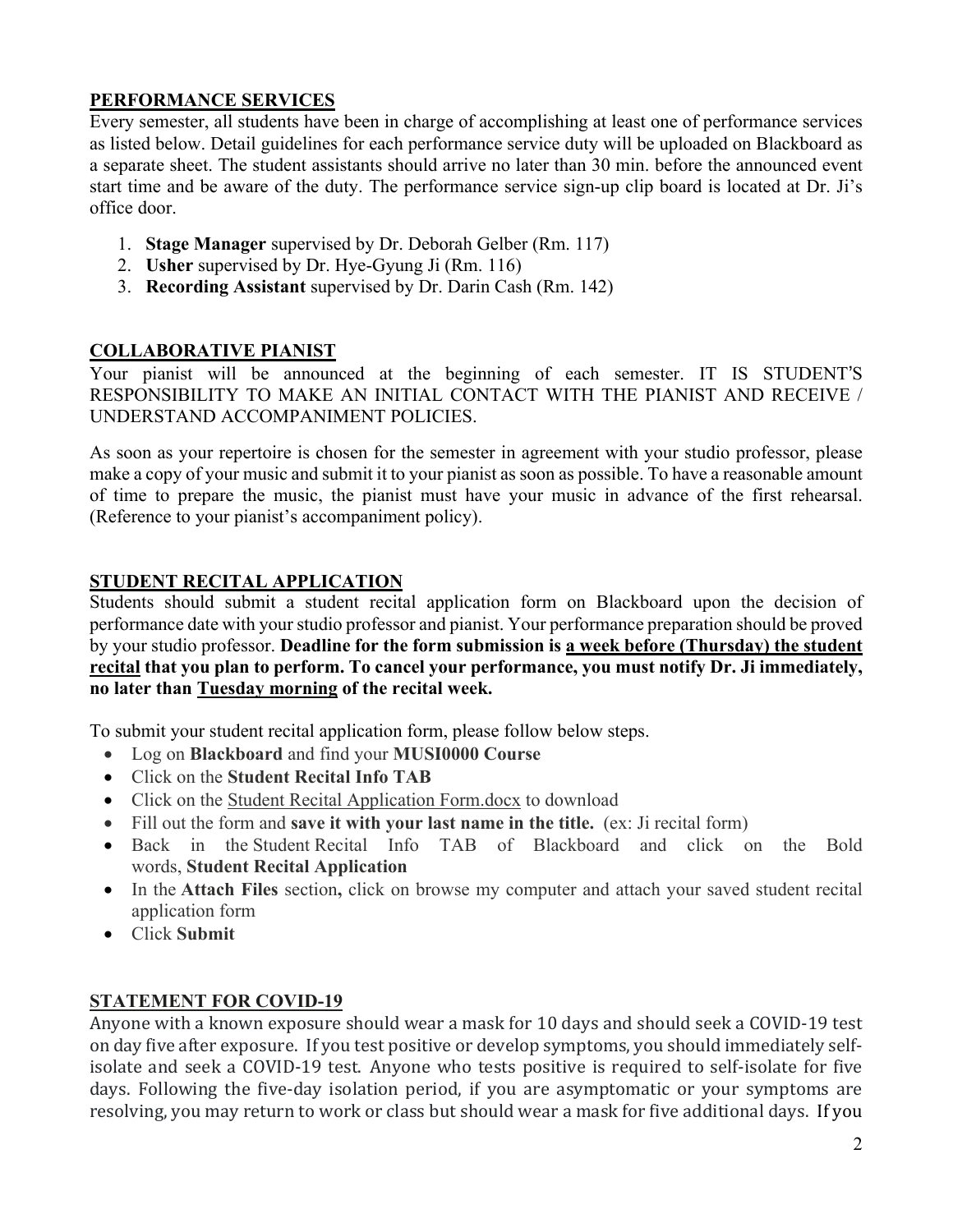## PERFORMANCE SERVICES

Every semester, all students have been in charge of accomplishing at least one of performance services as listed below. Detail guidelines for each performance service duty will be uploaded on Blackboard as a separate sheet. The student assistants should arrive no later than 30 min. before the announced event start time and be aware of the duty. The performance service sign-up clip board is located at Dr. Ji's office door.

1. **Stage Manager** supervised by Dr. Deborah Gelber (Rm. 117)
2. **Usher** supervised by Dr. Hye-Gyung Ji (Rm. 116)
3. **Recording Assistant** supervised by Dr. Darin Cash (Rm. 142)

## COLLABORATIVE PIANIST

Your pianist will be announced at the beginning of each semester. IT IS STUDENT'S RESPONSIBILITY TO MAKE AN INITIAL CONTACT WITH THE PIANIST AND RECEIVE / UNDERSTAND ACCOMPANIMENT POLICIES.

As soon as your repertoire is chosen for the semester in agreement with your studio professor, please make a copy of your music and submit it to your pianist as soon as possible. To have a reasonable amount of time to prepare the music, the pianist must have your music in advance of the first rehearsal. (Reference to your pianist's accompaniment policy).

## STUDENT RECITAL APPLICATION

Students should submit a student recital application form on Blackboard upon the decision of performance date with your studio professor and pianist. Your performance preparation should be proved by your studio professor. **Deadline for the form submission is a week before (Thursday) the student recital that you plan to perform. To cancel your performance, you must notify Dr. Ji immediately, no later than Tuesday morning of the recital week.**

To submit your student recital application form, please follow below steps.

- Log on **Blackboard** and find your **MUSI0000 Course**
- Click on the **Student Recital Info TAB**
- Click on the Student Recital Application Form.docx to download
- Fill out the form and **save it with your last name in the title.** (ex: Ji recital form)
- Back in the Student Recital Info TAB of Blackboard and click on the Bold words, **Student Recital Application**
- In the **Attach Files** section**,** click on browse my computer and attach your saved student recital application form
- Click **Submit**

## STATEMENT FOR COVID-19

Anyone with a known exposure should wear a mask for 10 days and should seek a COVID-19 test on day five after exposure. If you test positive or develop symptoms, you should immediately self-isolate and seek a COVID-19 test. Anyone who tests positive is required to self-isolate for five days. Following the five-day isolation period, if you are asymptomatic or your symptoms are resolving, you may return to work or class but should wear a mask for five additional days. If you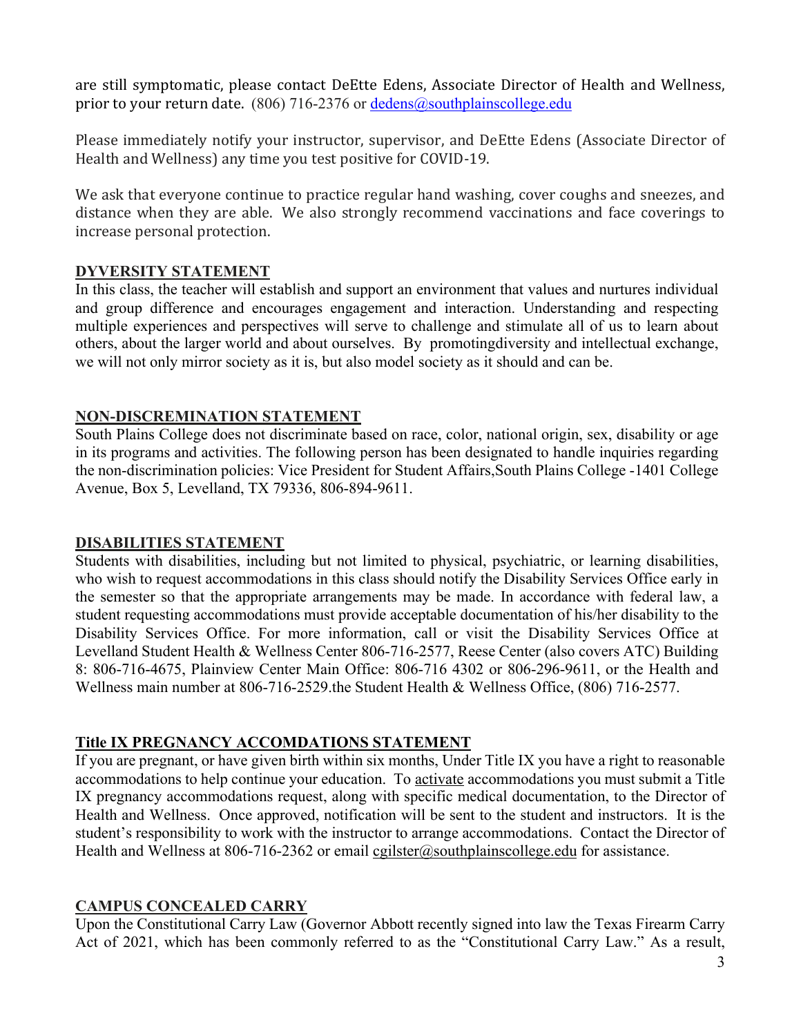are still symptomatic, please contact DeEtte Edens, Associate Director of Health and Wellness, prior to your return date. (806) 716-2376 or dedens@southplainscollege.edu

Please immediately notify your instructor, supervisor, and DeEtte Edens (Associate Director of Health and Wellness) any time you test positive for COVID-19.

We ask that everyone continue to practice regular hand washing, cover coughs and sneezes, and distance when they are able. We also strongly recommend vaccinations and face coverings to increase personal protection.

**DYVERSITY STATEMENT**

In this class, the teacher will establish and support an environment that values and nurtures individual and group difference and encourages engagement and interaction. Understanding and respecting multiple experiences and perspectives will serve to challenge and stimulate all of us to learn about others, about the larger world and about ourselves. By promotingdiversity and intellectual exchange, we will not only mirror society as it is, but also model society as it should and can be.

**NON-DISCREMINATION STATEMENT**

South Plains College does not discriminate based on race, color, national origin, sex, disability or age in its programs and activities. The following person has been designated to handle inquiries regarding the non-discrimination policies: Vice President for Student Affairs,South Plains College -1401 College Avenue, Box 5, Levelland, TX 79336, 806-894-9611.

**DISABILITIES STATEMENT**

Students with disabilities, including but not limited to physical, psychiatric, or learning disabilities, who wish to request accommodations in this class should notify the Disability Services Office early in the semester so that the appropriate arrangements may be made. In accordance with federal law, a student requesting accommodations must provide acceptable documentation of his/her disability to the Disability Services Office. For more information, call or visit the Disability Services Office at Levelland Student Health & Wellness Center 806-716-2577, Reese Center (also covers ATC) Building 8: 806-716-4675, Plainview Center Main Office: 806-716 4302 or 806-296-9611, or the Health and Wellness main number at 806-716-2529.the Student Health & Wellness Office, (806) 716-2577.

**Title IX PREGNANCY ACCOMDATIONS STATEMENT**

If you are pregnant, or have given birth within six months, Under Title IX you have a right to reasonable accommodations to help continue your education. To activate accommodations you must submit a Title IX pregnancy accommodations request, along with specific medical documentation, to the Director of Health and Wellness. Once approved, notification will be sent to the student and instructors. It is the student's responsibility to work with the instructor to arrange accommodations. Contact the Director of Health and Wellness at 806-716-2362 or email cgilster@southplainscollege.edu for assistance.

**CAMPUS CONCEALED CARRY**

Upon the Constitutional Carry Law (Governor Abbott recently signed into law the Texas Firearm Carry Act of 2021, which has been commonly referred to as the "Constitutional Carry Law." As a result,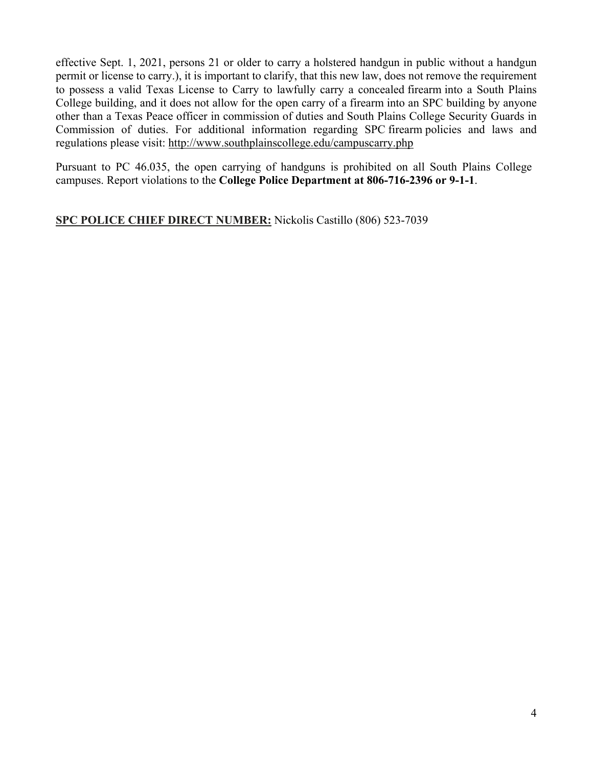effective Sept. 1, 2021, persons 21 or older to carry a holstered handgun in public without a handgun permit or license to carry.), it is important to clarify, that this new law, does not remove the requirement to possess a valid Texas License to Carry to lawfully carry a concealed firearm into a South Plains College building, and it does not allow for the open carry of a firearm into an SPC building by anyone other than a Texas Peace officer in commission of duties and South Plains College Security Guards in Commission of duties. For additional information regarding SPC firearm policies and laws and regulations please visit: http://www.southplainscollege.edu/campuscarry.php

Pursuant to PC 46.035, the open carrying of handguns is prohibited on all South Plains College campuses. Report violations to the **College Police Department at 806-716-2396 or 9-1-1**.

**SPC POLICE CHIEF DIRECT NUMBER:** Nickolis Castillo (806) 523-7039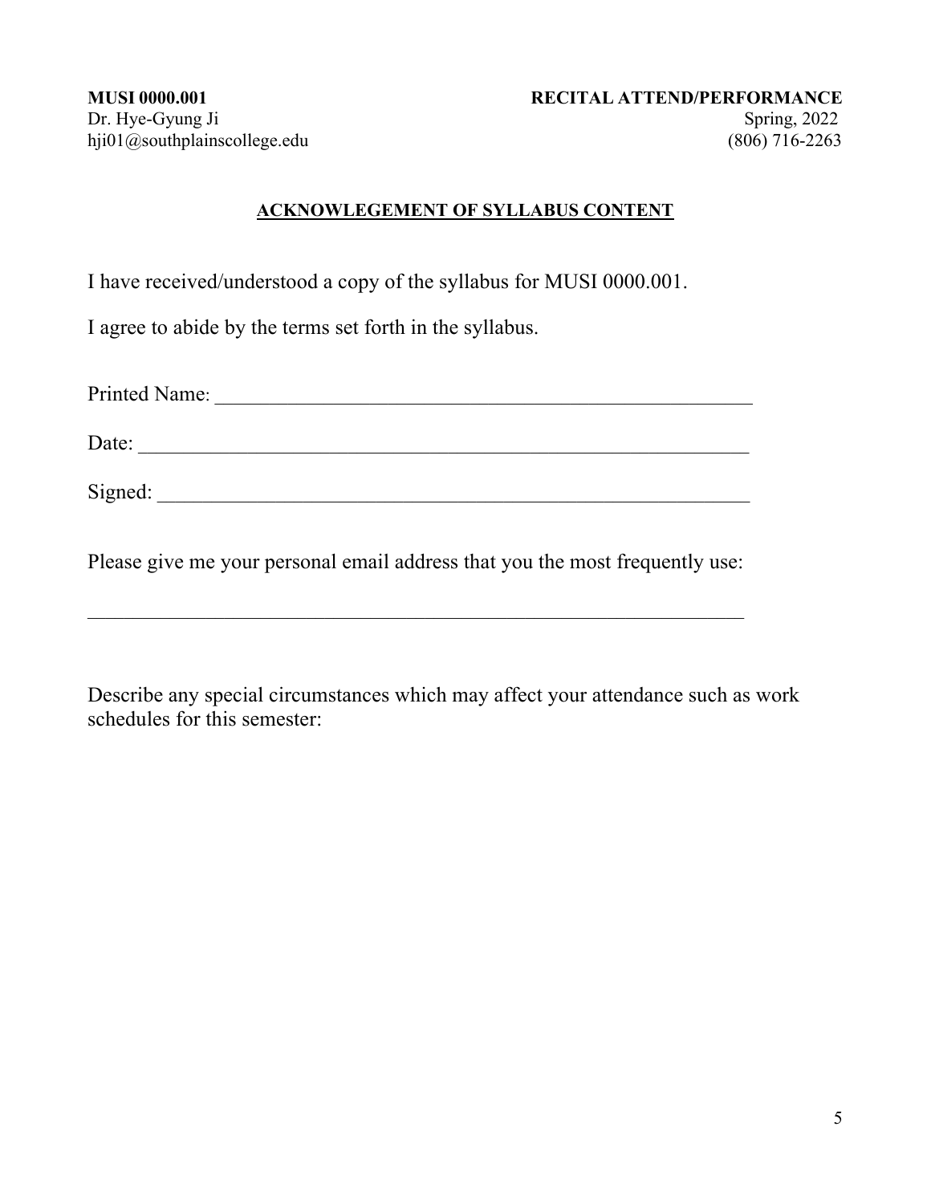**MUSI 0000.001** | **RECITAL ATTEND/PERFORMANCE**
Dr. Hye-Gyung Ji | Spring, 2022
hji01@southplainscollege.edu | (806) 716-2263

## ACKNOWLEGEMENT OF SYLLABUS CONTENT

I have received/understood a copy of the syllabus for MUSI 0000.001.

I agree to abide by the terms set forth in the syllabus.

Printed Name: ______________________________________________________

Date: ______________________________________________________________

Signed: _____________________________________________________________

Please give me your personal email address that you the most frequently use:

_____________________________________________________________________

Describe any special circumstances which may affect your attendance such as work schedules for this semester: